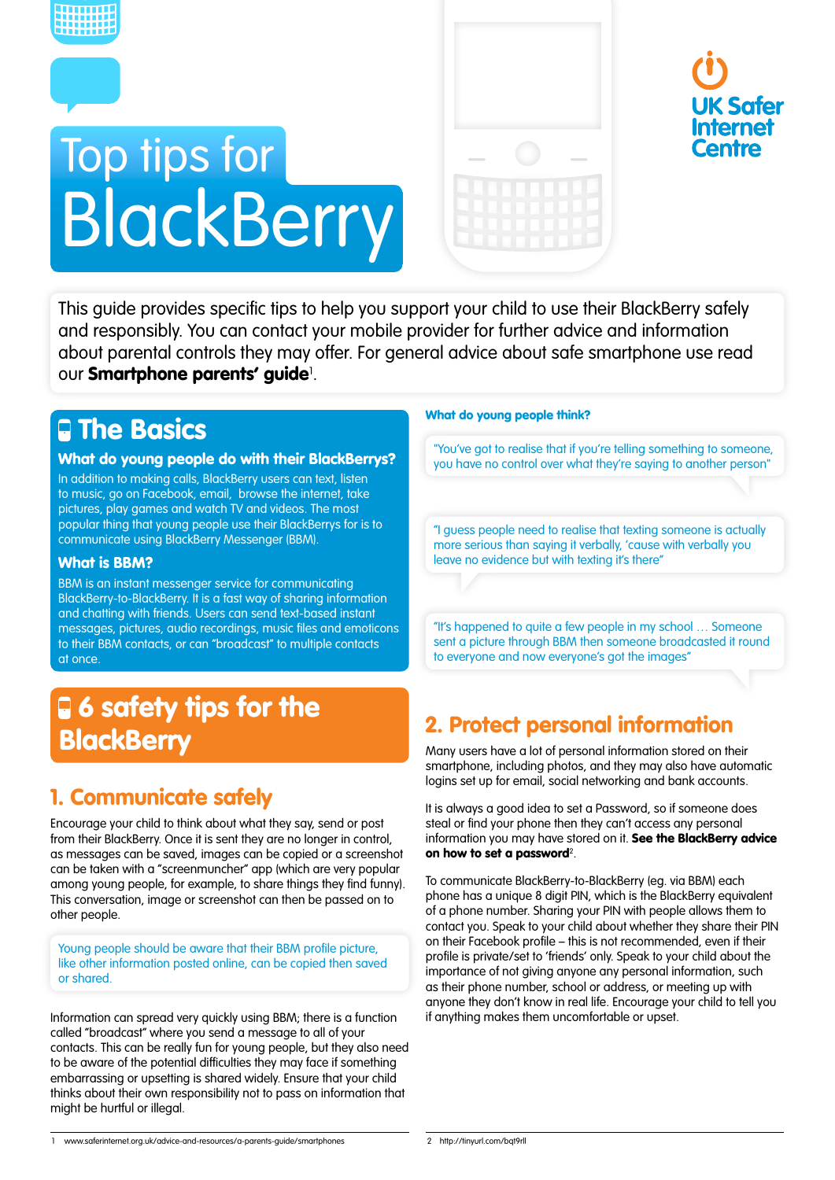# Top tips for BlackBerry

UK Safer Internet Centre

This guide provides specific tips to help you support your child to use their BlackBerry safely and responsibly. You can contact your mobile provider for further advice and information about parental controls they may offer. For general advice about safe smartphone use read our **Smartphone parents' guide**[1].

## The Basics

### What do young people do with their BlackBerrys?

In addition to making calls, BlackBerry users can text, listen to music, go on Facebook, email, browse the internet, take pictures, play games and watch TV and videos. The most popular thing that young people use their BlackBerrys for is to communicate using BlackBerry Messenger (BBM).

### What is BBM?

BBM is an instant messenger service for communicating BlackBerry-to-BlackBerry. It is a fast way of sharing information and chatting with friends. Users can send text-based instant messages, pictures, audio recordings, music files and emoticons to their BBM contacts, or can "broadcast" to multiple contacts at once.

### What do young people think?

"You've got to realise that if you're telling something to someone, you have no control over what they're saying to another person"

"I guess people need to realise that texting someone is actually more serious than saying it verbally, 'cause with verbally you leave no evidence but with texting it's there"

"It's happened to quite a few people in my school … Someone sent a picture through BBM then someone broadcasted it round to everyone and now everyone's got the images"

## 6 safety tips for the BlackBerry

### 1. Communicate safely

Encourage your child to think about what they say, send or post from their BlackBerry. Once it is sent they are no longer in control, as messages can be saved, images can be copied or a screenshot can be taken with a "screenmuncher" app (which are very popular among young people, for example, to share things they find funny). This conversation, image or screenshot can then be passed on to other people.

Young people should be aware that their BBM profile picture, like other information posted online, can be copied then saved or shared.

Information can spread very quickly using BBM; there is a function called "broadcast" where you send a message to all of your contacts. This can be really fun for young people, but they also need to be aware of the potential difficulties they may face if something embarrassing or upsetting is shared widely. Ensure that your child thinks about their own responsibility not to pass on information that might be hurtful or illegal.

### 2. Protect personal information

Many users have a lot of personal information stored on their smartphone, including photos, and they may also have automatic logins set up for email, social networking and bank accounts.

It is always a good idea to set a Password, so if someone does steal or find your phone then they can't access any personal information you may have stored on it. **See the BlackBerry advice on how to set a password**[2].

To communicate BlackBerry-to-BlackBerry (eg. via BBM) each phone has a unique 8 digit PIN, which is the BlackBerry equivalent of a phone number. Sharing your PIN with people allows them to contact you. Speak to your child about whether they share their PIN on their Facebook profile – this is not recommended, even if their profile is private/set to 'friends' only. Speak to your child about the importance of not giving anyone any personal information, such as their phone number, school or address, or meeting up with anyone they don't know in real life. Encourage your child to tell you if anything makes them uncomfortable or upset.

---

1 www.saferinternet.org.uk/advice-and-resources/a-parents-guide/smartphones

2 http://tinyurl.com/bqt9rll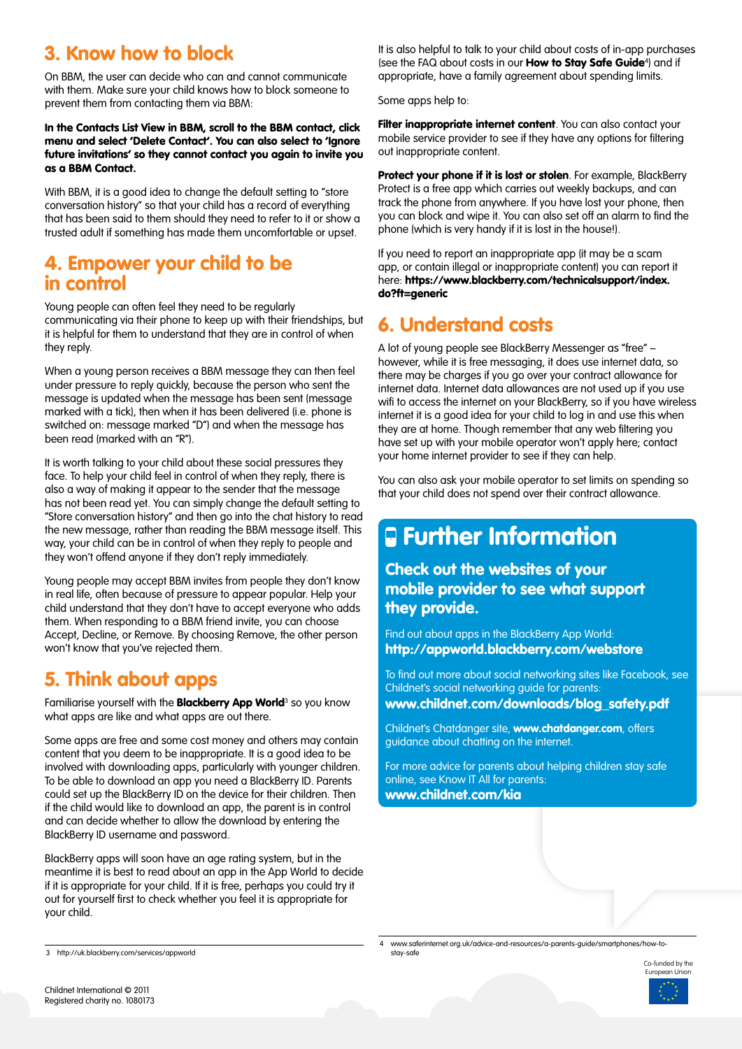## 3. Know how to block

On BBM, the user can decide who can and cannot communicate with them. Make sure your child knows how to block someone to prevent them from contacting them via BBM:

**In the Contacts List View in BBM, scroll to the BBM contact, click menu and select 'Delete Contact'. You can also select to 'Ignore future invitations' so they cannot contact you again to invite you as a BBM Contact.**

With BBM, it is a good idea to change the default setting to "store conversation history" so that your child has a record of everything that has been said to them should they need to refer to it or show a trusted adult if something has made them uncomfortable or upset.

## 4. Empower your child to be in control

Young people can often feel they need to be regularly communicating via their phone to keep up with their friendships, but it is helpful for them to understand that they are in control of when they reply.

When a young person receives a BBM message they can then feel under pressure to reply quickly, because the person who sent the message is updated when the message has been sent (message marked with a tick), then when it has been delivered (i.e. phone is switched on: message marked "D") and when the message has been read (marked with an "R").

It is worth talking to your child about these social pressures they face. To help your child feel in control of when they reply, there is also a way of making it appear to the sender that the message has not been read yet. You can simply change the default setting to "Store conversation history" and then go into the chat history to read the new message, rather than reading the BBM message itself. This way, your child can be in control of when they reply to people and they won't offend anyone if they don't reply immediately.

Young people may accept BBM invites from people they don't know in real life, often because of pressure to appear popular. Help your child understand that they don't have to accept everyone who adds them. When responding to a BBM friend invite, you can choose Accept, Decline, or Remove. By choosing Remove, the other person won't know that you've rejected them.

## 5. Think about apps

Familiarise yourself with the **Blackberry App World**[3] so you know what apps are like and what apps are out there.

Some apps are free and some cost money and others may contain content that you deem to be inappropriate. It is a good idea to be involved with downloading apps, particularly with younger children. To be able to download an app you need a BlackBerry ID. Parents could set up the BlackBerry ID on the device for their children. Then if the child would like to download an app, the parent is in control and can decide whether to allow the download by entering the BlackBerry ID username and password.

BlackBerry apps will soon have an age rating system, but in the meantime it is best to read about an app in the App World to decide if it is appropriate for your child. If it is free, perhaps you could try it out for yourself first to check whether you feel it is appropriate for your child.

It is also helpful to talk to your child about costs of in-app purchases (see the FAQ about costs in our **How to Stay Safe Guide**[4]) and if appropriate, have a family agreement about spending limits.

Some apps help to:

**Filter inappropriate internet content**. You can also contact your mobile service provider to see if they have any options for filtering out inappropriate content.

**Protect your phone if it is lost or stolen**. For example, BlackBerry Protect is a free app which carries out weekly backups, and can track the phone from anywhere. If you have lost your phone, then you can block and wipe it. You can also set off an alarm to find the phone (which is very handy if it is lost in the house!).

If you need to report an inappropriate app (it may be a scam app, or contain illegal or inappropriate content) you can report it here: **https://www.blackberry.com/technicalsupport/index.do?ft=generic**

## 6. Understand costs

A lot of young people see BlackBerry Messenger as "free" – however, while it is free messaging, it does use internet data, so there may be charges if you go over your contract allowance for internet data. Internet data allowances are not used up if you use wifi to access the internet on your BlackBerry, so if you have wireless internet it is a good idea for your child to log in and use this when they are at home. Though remember that any web filtering you have set up with your mobile operator won't apply here; contact your home internet provider to see if they can help.

You can also ask your mobile operator to set limits on spending so that your child does not spend over their contract allowance.

## Further Information

### Check out the websites of your mobile provider to see what support they provide.

Find out about apps in the BlackBerry App World:
**http://appworld.blackberry.com/webstore**

To find out more about social networking sites like Facebook, see Childnet's social networking guide for parents:
**www.childnet.com/downloads/blog_safety.pdf**

Childnet's Chatdanger site, **www.chatdanger.com**, offers guidance about chatting on the internet.

For more advice for parents about helping children stay safe online, see Know IT All for parents:
**www.childnet.com/kia**

---

3 http://uk.blackberry.com/services/appworld

4 www.saferinternet.org.uk/advice-and-resources/a-parents-guide/smartphones/how-to-stay-safe

Childnet International © 2011
Registered charity no. 1080173

Co-funded by the European Union